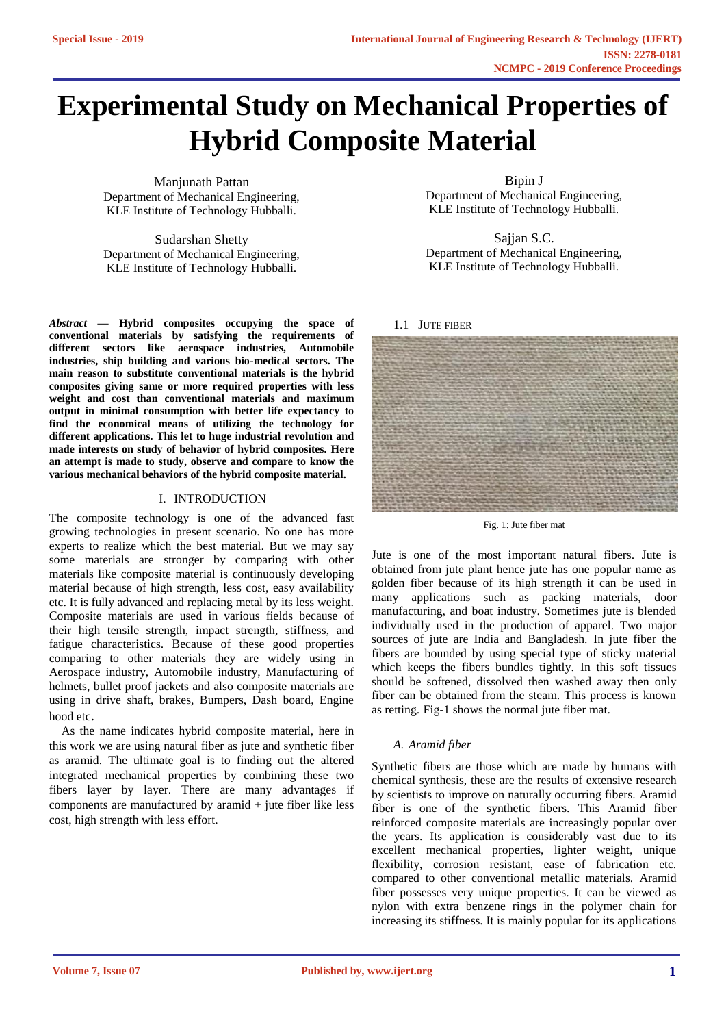# Experimental Study on Mechanical Properties of Hybrid Composite Material

Manjunath Pattan
Department of Mechanical Engineering,
KLE Institute of Technology Hubballi.

Bipin J
Department of Mechanical Engineering,
KLE Institute of Technology Hubballi.

Sudarshan Shetty
Department of Mechanical Engineering,
KLE Institute of Technology Hubballi.

Sajjan S.C.
Department of Mechanical Engineering,
KLE Institute of Technology Hubballi.

***Abstract* — Hybrid composites occupying the space of conventional materials by satisfying the requirements of different sectors like aerospace industries, Automobile industries, ship building and various bio-medical sectors. The main reason to substitute conventional materials is the hybrid composites giving same or more required properties with less weight and cost than conventional materials and maximum output in minimal consumption with better life expectancy to find the economical means of utilizing the technology for different applications. This let to huge industrial revolution and made interests on study of behavior of hybrid composites. Here an attempt is made to study, observe and compare to know the various mechanical behaviors of the hybrid composite material.**

## I. INTRODUCTION

The composite technology is one of the advanced fast growing technologies in present scenario. No one has more experts to realize which the best material. But we may say some materials are stronger by comparing with other materials like composite material is continuously developing material because of high strength, less cost, easy availability etc. It is fully advanced and replacing metal by its less weight. Composite materials are used in various fields because of their high tensile strength, impact strength, stiffness, and fatigue characteristics. Because of these good properties comparing to other materials they are widely using in Aerospace industry, Automobile industry, Manufacturing of helmets, bullet proof jackets and also composite materials are using in drive shaft, brakes, Bumpers, Dash board, Engine hood etc.

As the name indicates hybrid composite material, here in this work we are using natural fiber as jute and synthetic fiber as aramid. The ultimate goal is to finding out the altered integrated mechanical properties by combining these two fibers layer by layer. There are many advantages if components are manufactured by aramid + jute fiber like less cost, high strength with less effort.

### 1.1 JUTE FIBER

Fig. 1: Jute fiber mat

Jute is one of the most important natural fibers. Jute is obtained from jute plant hence jute has one popular name as golden fiber because of its high strength it can be used in many applications such as packing materials, door manufacturing, and boat industry. Sometimes jute is blended individually used in the production of apparel. Two major sources of jute are India and Bangladesh. In jute fiber the fibers are bounded by using special type of sticky material which keeps the fibers bundles tightly. In this soft tissues should be softened, dissolved then washed away then only fiber can be obtained from the steam. This process is known as retting. Fig-1 shows the normal jute fiber mat.

### *A. Aramid fiber*

Synthetic fibers are those which are made by humans with chemical synthesis, these are the results of extensive research by scientists to improve on naturally occurring fibers. Aramid fiber is one of the synthetic fibers. This Aramid fiber reinforced composite materials are increasingly popular over the years. Its application is considerably vast due to its excellent mechanical properties, lighter weight, unique flexibility, corrosion resistant, ease of fabrication etc. compared to other conventional metallic materials. Aramid fiber possesses very unique properties. It can be viewed as nylon with extra benzene rings in the polymer chain for increasing its stiffness. It is mainly popular for its applications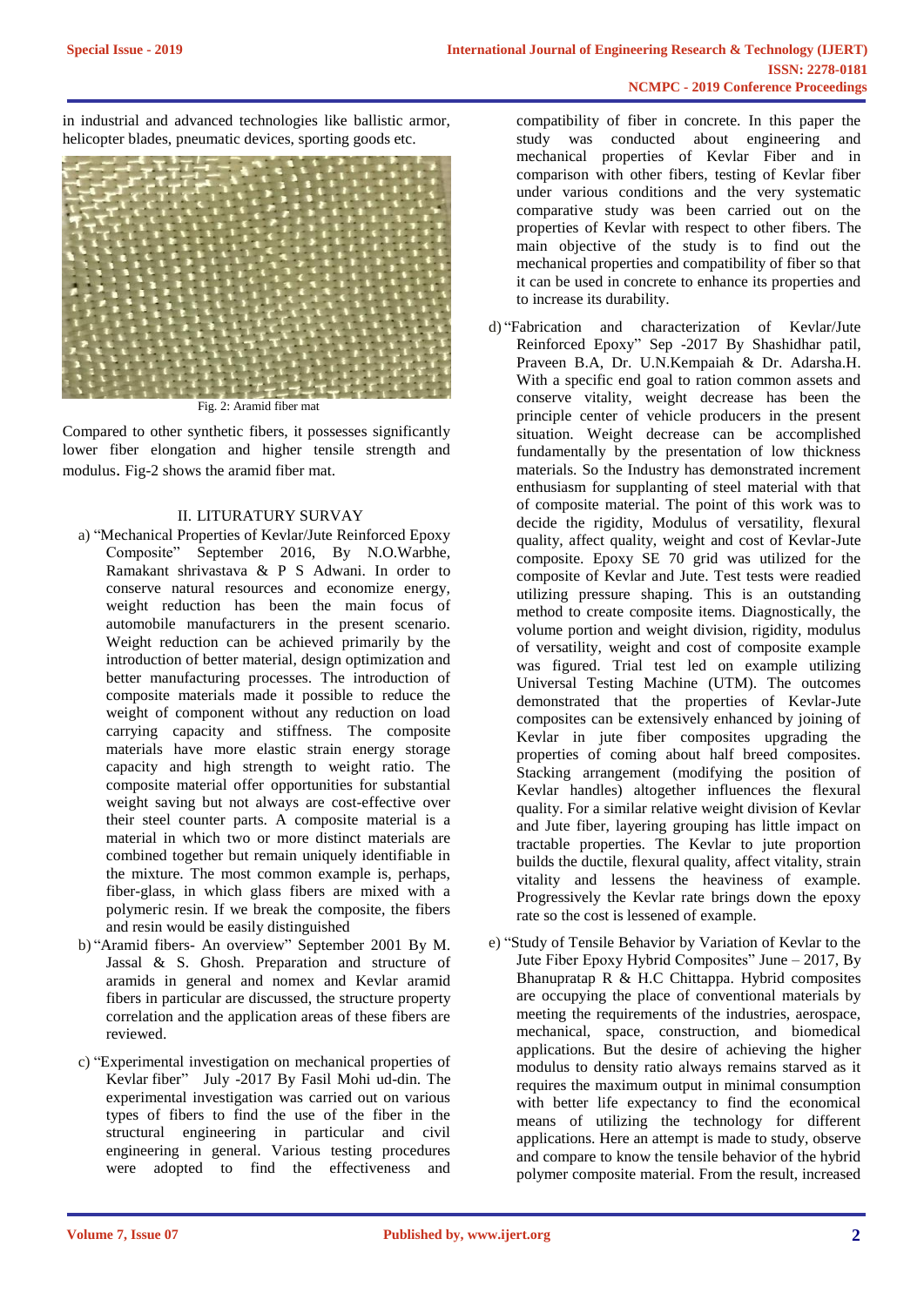in industrial and advanced technologies like ballistic armor, helicopter blades, pneumatic devices, sporting goods etc.

Fig. 2: Aramid fiber mat

Compared to other synthetic fibers, it possesses significantly lower fiber elongation and higher tensile strength and modulus. Fig-2 shows the aramid fiber mat.

## II. LITURATURY SURVAY

a) "Mechanical Properties of Kevlar/Jute Reinforced Epoxy Composite" September 2016, By N.O.Warbhe, Ramakant shrivastava & P S Adwani. In order to conserve natural resources and economize energy, weight reduction has been the main focus of automobile manufacturers in the present scenario. Weight reduction can be achieved primarily by the introduction of better material, design optimization and better manufacturing processes. The introduction of composite materials made it possible to reduce the weight of component without any reduction on load carrying capacity and stiffness. The composite materials have more elastic strain energy storage capacity and high strength to weight ratio. The composite material offer opportunities for substantial weight saving but not always are cost-effective over their steel counter parts. A composite material is a material in which two or more distinct materials are combined together but remain uniquely identifiable in the mixture. The most common example is, perhaps, fiber-glass, in which glass fibers are mixed with a polymeric resin. If we break the composite, the fibers and resin would be easily distinguished

b) "Aramid fibers- An overview" September 2001 By M. Jassal & S. Ghosh. Preparation and structure of aramids in general and nomex and Kevlar aramid fibers in particular are discussed, the structure property correlation and the application areas of these fibers are reviewed.

c) "Experimental investigation on mechanical properties of Kevlar fiber" July -2017 By Fasil Mohi ud-din. The experimental investigation was carried out on various types of fibers to find the use of the fiber in the structural engineering in particular and civil engineering in general. Various testing procedures were adopted to find the effectiveness and compatibility of fiber in concrete. In this paper the study was conducted about engineering and mechanical properties of Kevlar Fiber and in comparison with other fibers, testing of Kevlar fiber under various conditions and the very systematic comparative study was been carried out on the properties of Kevlar with respect to other fibers. The main objective of the study is to find out the mechanical properties and compatibility of fiber so that it can be used in concrete to enhance its properties and to increase its durability.

d) "Fabrication and characterization of Kevlar/Jute Reinforced Epoxy" Sep -2017 By Shashidhar patil, Praveen B.A, Dr. U.N.Kempaiah & Dr. Adarsha.H. With a specific end goal to ration common assets and conserve vitality, weight decrease has been the principle center of vehicle producers in the present situation. Weight decrease can be accomplished fundamentally by the presentation of low thickness materials. So the Industry has demonstrated increment enthusiasm for supplanting of steel material with that of composite material. The point of this work was to decide the rigidity, Modulus of versatility, flexural quality, affect quality, weight and cost of Kevlar-Jute composite. Epoxy SE 70 grid was utilized for the composite of Kevlar and Jute. Test tests were readied utilizing pressure shaping. This is an outstanding method to create composite items. Diagnostically, the volume portion and weight division, rigidity, modulus of versatility, weight and cost of composite example was figured. Trial test led on example utilizing Universal Testing Machine (UTM). The outcomes demonstrated that the properties of Kevlar-Jute composites can be extensively enhanced by joining of Kevlar in jute fiber composites upgrading the properties of coming about half breed composites. Stacking arrangement (modifying the position of Kevlar handles) altogether influences the flexural quality. For a similar relative weight division of Kevlar and Jute fiber, layering grouping has little impact on tractable properties. The Kevlar to jute proportion builds the ductile, flexural quality, affect vitality, strain vitality and lessens the heaviness of example. Progressively the Kevlar rate brings down the epoxy rate so the cost is lessened of example.

e) "Study of Tensile Behavior by Variation of Kevlar to the Jute Fiber Epoxy Hybrid Composites" June – 2017, By Bhanupratap R & H.C Chittappa. Hybrid composites are occupying the place of conventional materials by meeting the requirements of the industries, aerospace, mechanical, space, construction, and biomedical applications. But the desire of achieving the higher modulus to density ratio always remains starved as it requires the maximum output in minimal consumption with better life expectancy to find the economical means of utilizing the technology for different applications. Here an attempt is made to study, observe and compare to know the tensile behavior of the hybrid polymer composite material. From the result, increased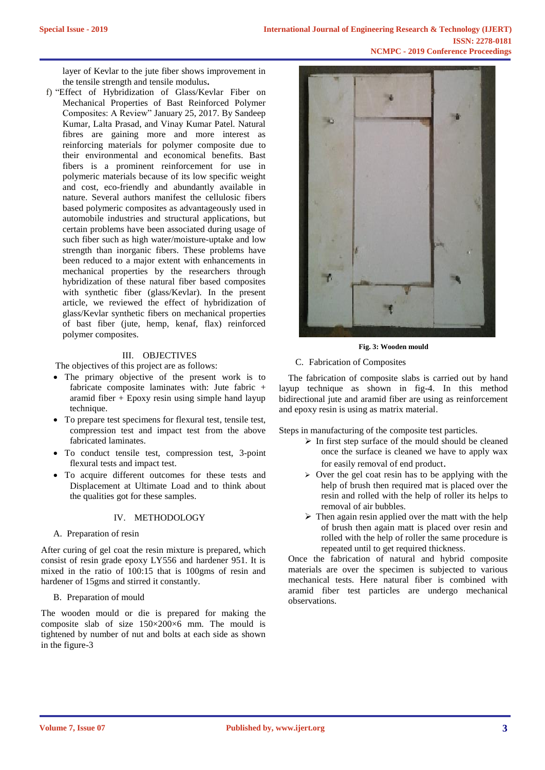layer of Kevlar to the jute fiber shows improvement in the tensile strength and tensile modulus**.**

f) "Effect of Hybridization of Glass/Kevlar Fiber on Mechanical Properties of Bast Reinforced Polymer Composites: A Review" January 25, 2017. By Sandeep Kumar, Lalta Prasad, and Vinay Kumar Patel. Natural fibres are gaining more and more interest as reinforcing materials for polymer composite due to their environmental and economical benefits. Bast fibers is a prominent reinforcement for use in polymeric materials because of its low specific weight and cost, eco-friendly and abundantly available in nature. Several authors manifest the cellulosic fibers based polymeric composites as advantageously used in automobile industries and structural applications, but certain problems have been associated during usage of such fiber such as high water/moisture-uptake and low strength than inorganic fibers. These problems have been reduced to a major extent with enhancements in mechanical properties by the researchers through hybridization of these natural fiber based composites with synthetic fiber (glass/Kevlar). In the present article, we reviewed the effect of hybridization of glass/Kevlar synthetic fibers on mechanical properties of bast fiber (jute, hemp, kenaf, flax) reinforced polymer composites.

## III. OBJECTIVES

The objectives of this project are as follows:

- The primary objective of the present work is to fabricate composite laminates with: Jute fabric + aramid fiber + Epoxy resin using simple hand layup technique.
- To prepare test specimens for flexural test, tensile test, compression test and impact test from the above fabricated laminates.
- To conduct tensile test, compression test, 3-point flexural tests and impact test.
- To acquire different outcomes for these tests and Displacement at Ultimate Load and to think about the qualities got for these samples.

## IV. METHODOLOGY

### A. Preparation of resin

After curing of gel coat the resin mixture is prepared, which consist of resin grade epoxy LY556 and hardener 951. It is mixed in the ratio of 100:15 that is 100gms of resin and hardener of 15gms and stirred it constantly.

### B. Preparation of mould

The wooden mould or die is prepared for making the composite slab of size 150×200×6 mm. The mould is tightened by number of nut and bolts at each side as shown in the figure-3

**Fig. 3: Wooden mould**

### C. Fabrication of Composites

The fabrication of composite slabs is carried out by hand layup technique as shown in fig-4. In this method bidirectional jute and aramid fiber are using as reinforcement and epoxy resin is using as matrix material.

Steps in manufacturing of the composite test particles.

- In first step surface of the mould should be cleaned once the surface is cleaned we have to apply wax for easily removal of end product.
- Over the gel coat resin has to be applying with the help of brush then required mat is placed over the resin and rolled with the help of roller its helps to removal of air bubbles.
- Then again resin applied over the matt with the help of brush then again matt is placed over resin and rolled with the help of roller the same procedure is repeated until to get required thickness.

Once the fabrication of natural and hybrid composite materials are over the specimen is subjected to various mechanical tests. Here natural fiber is combined with aramid fiber test particles are undergo mechanical observations.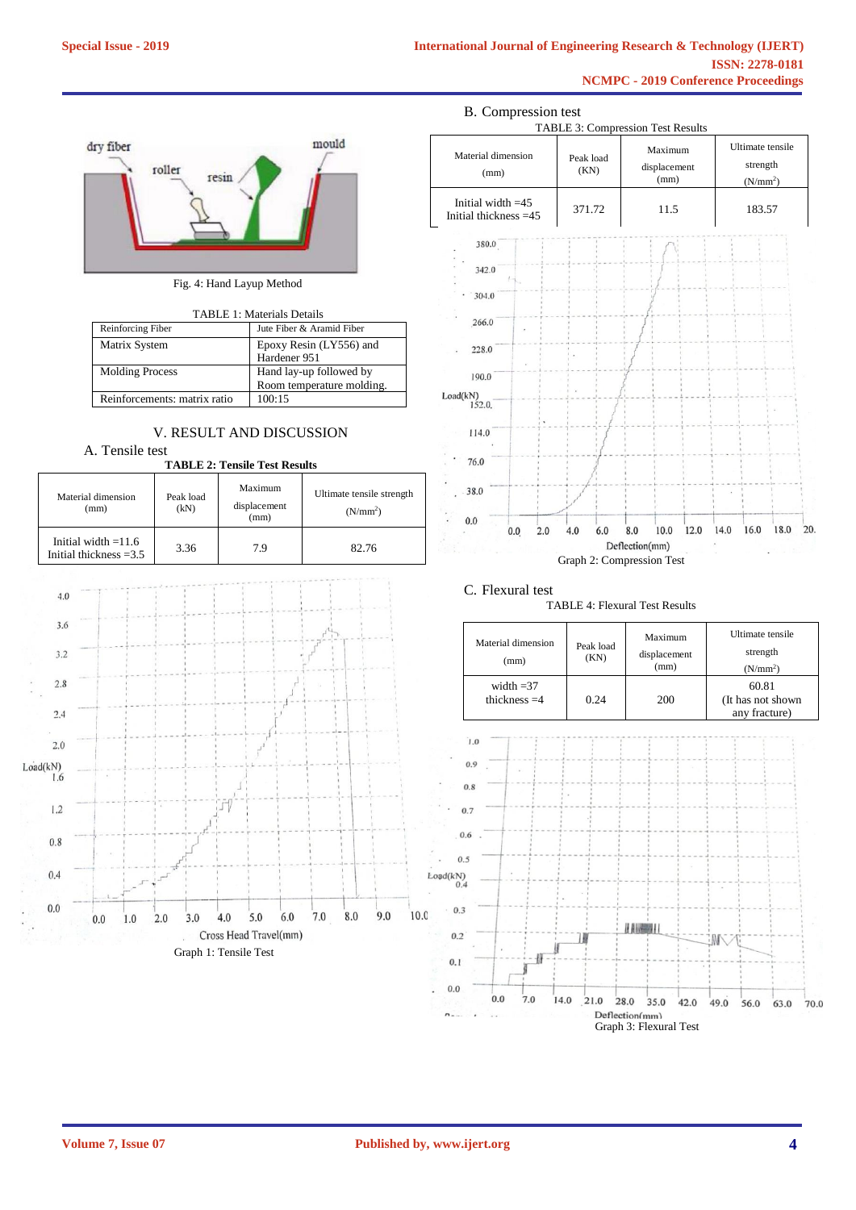Fig. 4: Hand Layup Method

TABLE 1: Materials Details

| Reinforcing Fiber | Jute Fiber & Aramid Fiber |
|---|---|
| Matrix System | Epoxy Resin (LY556) and Hardener 951 |
| Molding Process | Hand lay-up followed by Room temperature molding. |
| Reinforcements: matrix ratio | 100:15 |

## V. RESULT AND DISCUSSION

### A. Tensile test

**TABLE 2: Tensile Test Results**

| Material dimension (mm) | Peak load (kN) | Maximum displacement (mm) | Ultimate tensile strength (N/mm$^2$) |
|---|---|---|---|
| Initial width =11.6 Initial thickness =3.5 | 3.36 | 7.9 | 82.76 |

Graph 1: Tensile Test

### B. Compression test

TABLE 3: Compression Test Results

| Material dimension (mm) | Peak load (KN) | Maximum displacement (mm) | Ultimate tensile strength (N/mm$^2$) |
|---|---|---|---|
| Initial width =45 Initial thickness =45 | 371.72 | 11.5 | 183.57 |

Graph 2: Compression Test

### C. Flexural test

TABLE 4: Flexural Test Results

| Material dimension (mm) | Peak load (KN) | Maximum displacement (mm) | Ultimate tensile strength (N/mm$^2$) |
|---|---|---|---|
| width =37 thickness =4 | 0.24 | 200 | 60.81 (It has not shown any fracture) |

Graph 3: Flexural Test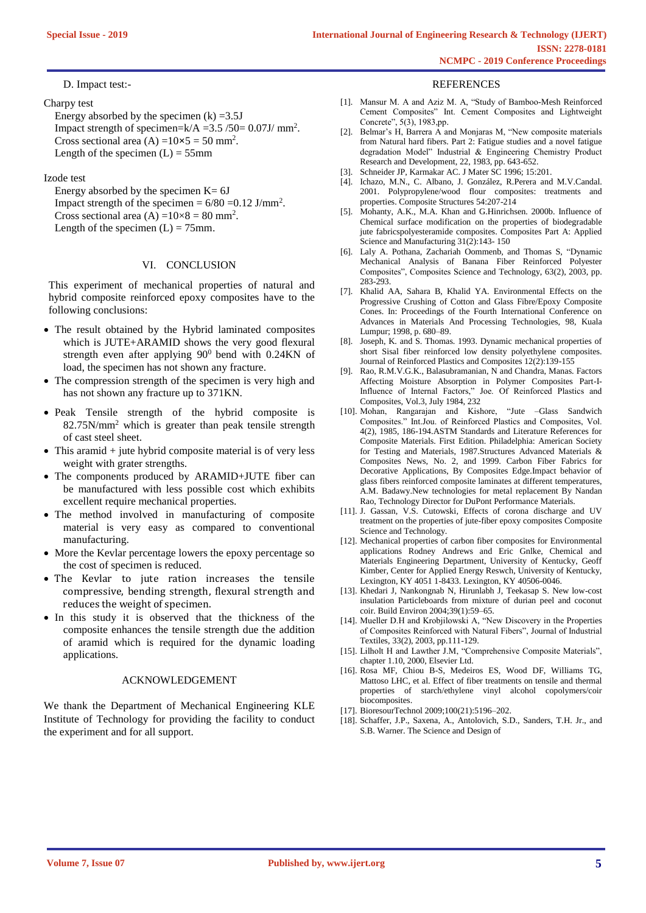D. Impact test:-

Charpy test

Energy absorbed by the specimen (k) =3.5J
Impact strength of specimen=k/A =3.5 /50= 0.07J/ $mm^2$.
Cross sectional area (A) =10×5 = 50 $mm^2$.
Length of the specimen (L) = 55mm

Izode test

Energy absorbed by the specimen K= 6J
Impact strength of the specimen = 6/80 =0.12 J/$mm^2$.
Cross sectional area (A) =10×8 = 80 $mm^2$.
Length of the specimen (L) = 75mm.

## VI. CONCLUSION

This experiment of mechanical properties of natural and hybrid composite reinforced epoxy composites have to the following conclusions:

- The result obtained by the Hybrid laminated composites which is JUTE+ARAMID shows the very good flexural strength even after applying $90^0$ bend with 0.24KN of load, the specimen has not shown any fracture.
- The compression strength of the specimen is very high and has not shown any fracture up to 371KN.
- Peak Tensile strength of the hybrid composite is 82.75N/$mm^2$ which is greater than peak tensile strength of cast steel sheet.
- This aramid + jute hybrid composite material is of very less weight with grater strengths.
- The components produced by ARAMID+JUTE fiber can be manufactured with less possible cost which exhibits excellent require mechanical properties.
- The method involved in manufacturing of composite material is very easy as compared to conventional manufacturing.
- More the Kevlar percentage lowers the epoxy percentage so the cost of specimen is reduced.
- The Kevlar to jute ration increases the tensile compressive, bending strength, flexural strength and reduces the weight of specimen.
- In this study it is observed that the thickness of the composite enhances the tensile strength due the addition of aramid which is required for the dynamic loading applications.

## ACKNOWLEDGEMENT

We thank the Department of Mechanical Engineering KLE Institute of Technology for providing the facility to conduct the experiment and for all support.

## REFERENCES

[1]. Mansur M. A and Aziz M. A, "Study of Bamboo-Mesh Reinforced Cement Composites" Int. Cement Composites and Lightweight Concrete", 5(3), 1983,pp.

[2]. Belmar's H, Barrera A and Monjaras M, "New composite materials from Natural hard fibers. Part 2: Fatigue studies and a novel fatigue degradation Model" Industrial & Engineering Chemistry Product Research and Development, 22, 1983, pp. 643-652.

[3]. Schneider JP, Karmakar AC. J Mater SC 1996; 15:201.

[4]. Ichazo, M.N., C. Albano, J. González, R.Perera and M.V.Candal. 2001. Polypropylene/wood flour composites: treatments and properties. Composite Structures 54:207-214

[5]. Mohanty, A.K., M.A. Khan and G.Hinrichsen. 2000b. Influence of Chemical surface modification on the properties of biodegradable jute fabricspolyesteramide composites. Composites Part A: Applied Science and Manufacturing 31(2):143- 150

[6]. Laly A. Pothana, Zachariah Oommenb, and Thomas S, "Dynamic Mechanical Analysis of Banana Fiber Reinforced Polyester Composites", Composites Science and Technology, 63(2), 2003, pp. 283-293.

[7]. Khalid AA, Sahara B, Khalid YA. Environmental Effects on the Progressive Crushing of Cotton and Glass Fibre/Epoxy Composite Cones. In: Proceedings of the Fourth International Conference on Advances in Materials And Processing Technologies, 98, Kuala Lumpur; 1998, p. 680–89.

[8]. Joseph, K. and S. Thomas. 1993. Dynamic mechanical properties of short Sisal fiber reinforced low density polyethylene composites. Journal of Reinforced Plastics and Composites 12(2):139-155

[9]. Rao, R.M.V.G.K., Balasubramanian, N and Chandra, Manas. Factors Affecting Moisture Absorption in Polymer Composites Part-I-Influence of Internal Factors," Joe. Of Reinforced Plastics and Composites, Vol.3, July 1984, 232

[10]. Mohan, Rangarajan and Kishore, "Jute –Glass Sandwich Composites." Int.Jou. of Reinforced Plastics and Composites, Vol. 4(2), 1985, 186-194.ASTM Standards and Literature References for Composite Materials. First Edition. Philadelphia: American Society for Testing and Materials, 1987.Structures Advanced Materials & Composites News, No. 2, and 1999. Carbon Fiber Fabrics for Decorative Applications, By Composites Edge.Impact behavior of glass fibers reinforced composite laminates at different temperatures, A.M. Badawy.New technologies for metal replacement By Nandan Rao, Technology Director for DuPont Performance Materials.

[11]. J. Gassan, V.S. Cutowski, Effects of corona discharge and UV treatment on the properties of jute-fiber epoxy composites Composite Science and Technology.

[12]. Mechanical properties of carbon fiber composites for Environmental applications Rodney Andrews and Eric Gnlke, Chemical and Materials Engineering Department, University of Kentucky, Geoff Kimber, Center for Applied Energy Reswch, University of Kentucky, Lexington, KY 40506-0046.

[13]. Khedari J, Nankongnab N, Hirunlabh J, Teekasap S. New low-cost insulation Particleboards from mixture of durian peel and coconut coir. Build Environ 2004;39(1):59–65.

[14]. Mueller D.H and Krobjilowski A, "New Discovery in the Properties of Composites Reinforced with Natural Fibers", Journal of Industrial Textiles, 33(2), 2003, pp.111-129.

[15]. Lilholt H and Lawther J.M, "Comprehensive Composite Materials", chapter 1.10, 2000, Elsevier Ltd.

[16]. Rosa MF, Chiou B-S, Medeiros ES, Wood DF, Williams TG, Mattoso LHC, et al. Effect of fiber treatments on tensile and thermal properties of starch/ethylene vinyl alcohol copolymers/coir biocomposites.

[17]. BioresourTechnol 2009;100(21):5196–202.

[18]. Schaffer, J.P., Saxena, A., Antolovich, S.D., Sanders, T.H. Jr., and S.B. Warner. The Science and Design of